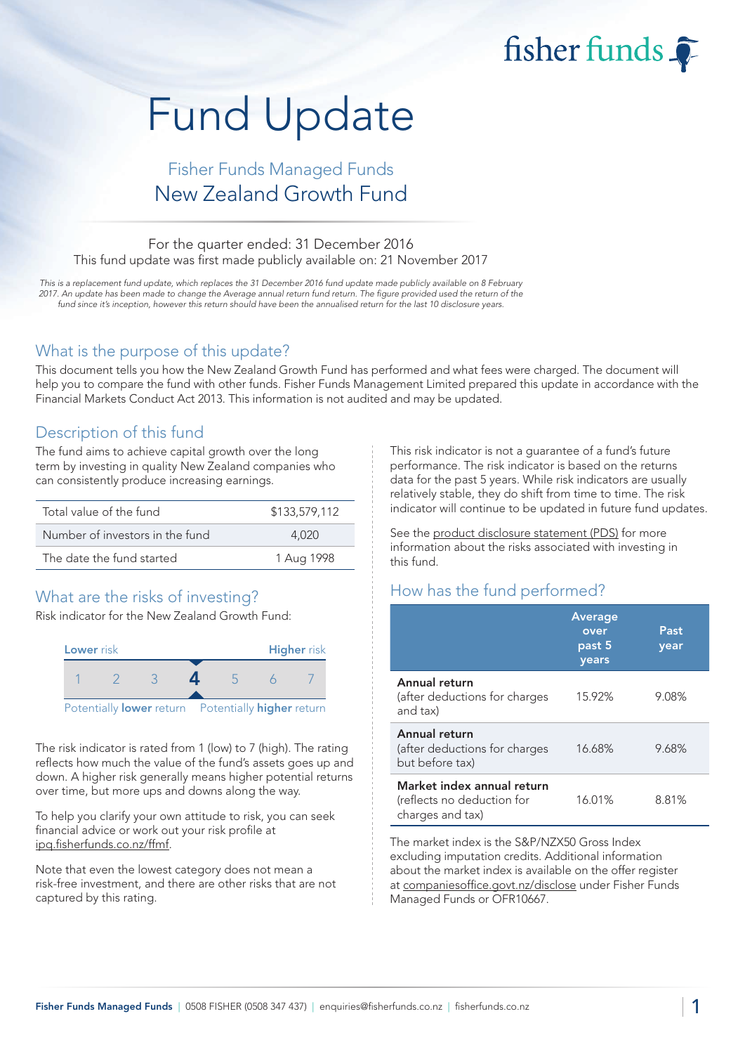fisher funds

# Fund Update

## Fisher Funds Managed Funds
## New Zealand Growth Fund

For the quarter ended: 31 December 2016
This fund update was first made publicly available on: 21 November 2017

*This is a replacement fund update, which replaces the 31 December 2016 fund update made publicly available on 8 February 2017. An update has been made to change the Average annual return fund return. The figure provided used the return of the fund since it's inception, however this return should have been the annualised return for the last 10 disclosure years.*

## What is the purpose of this update?

This document tells you how the New Zealand Growth Fund has performed and what fees were charged. The document will help you to compare the fund with other funds. Fisher Funds Management Limited prepared this update in accordance with the Financial Markets Conduct Act 2013. This information is not audited and may be updated.

## Description of this fund

The fund aims to achieve capital growth over the long term by investing in quality New Zealand companies who can consistently produce increasing earnings.

| | |
|---|---|
| Total value of the fund | $133,579,112 |
| Number of investors in the fund | 4,020 |
| The date the fund started | 1 Aug 1998 |

## What are the risks of investing?

Risk indicator for the New Zealand Growth Fund:

Lower risk — Higher risk

1 2 3 **4** 5 6 7

Potentially **lower** return — Potentially **higher** return

The risk indicator is rated from 1 (low) to 7 (high). The rating reflects how much the value of the fund's assets goes up and down. A higher risk generally means higher potential returns over time, but more ups and downs along the way.

To help you clarify your own attitude to risk, you can seek financial advice or work out your risk profile at ipq.fisherfunds.co.nz/ffmf.

Note that even the lowest category does not mean a risk-free investment, and there are other risks that are not captured by this rating.

This risk indicator is not a guarantee of a fund's future performance. The risk indicator is based on the returns data for the past 5 years. While risk indicators are usually relatively stable, they do shift from time to time. The risk indicator will continue to be updated in future fund updates.

See the product disclosure statement (PDS) for more information about the risks associated with investing in this fund.

## How has the fund performed?

| | Average over past 5 years | Past year |
|---|---|---|
| **Annual return** (after deductions for charges and tax) | 15.92% | 9.08% |
| **Annual return** (after deductions for charges but before tax) | 16.68% | 9.68% |
| **Market index annual return** (reflects no deduction for charges and tax) | 16.01% | 8.81% |

The market index is the S&P/NZX50 Gross Index excluding imputation credits. Additional information about the market index is available on the offer register at companiesoffice.govt.nz/disclose under Fisher Funds Managed Funds or OFR10667.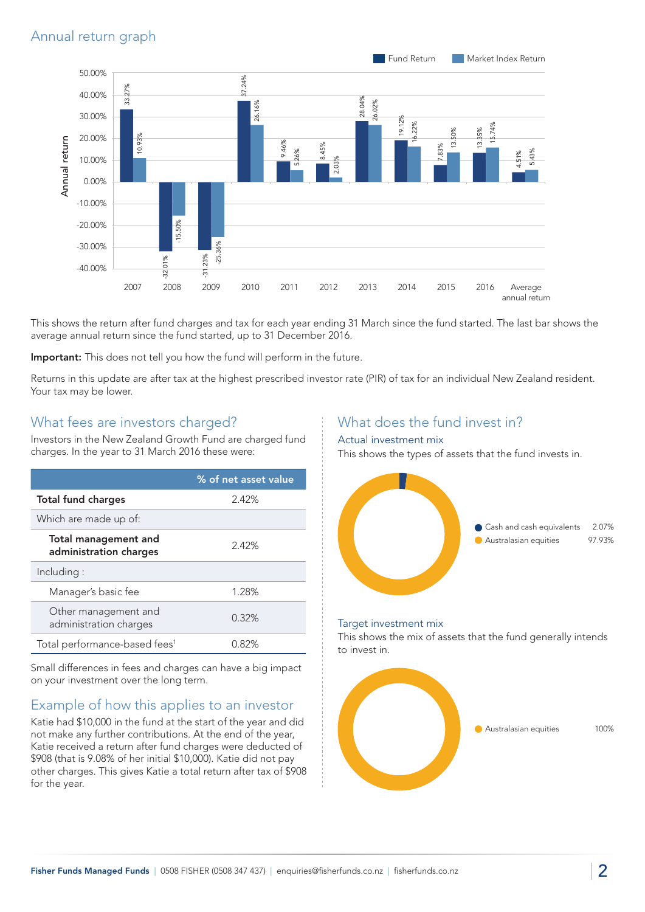## Annual return graph

Fund Return | Market Index Return

Annual return

50.00%
40.00%
30.00%
20.00%
10.00%
0.00%
-10.00%
-20.00%
-30.00%
-40.00%

2007: 33.27% | 10.93%
2008: -32.01% | -15.50%
2009: -31.23% | -25.36%
2010: 37.24% | 26.16%
2011: 9.46% | 5.26%
2012: 8.45% | 2.03%
2013: 28.04% | 26.02%
2014: 19.12% | 16.22%
2015: 7.83% | 13.50%
2016: 13.35% | 15.74%
Average annual return: 4.51% | 5.43%

This shows the return after fund charges and tax for each year ending 31 March since the fund started. The last bar shows the average annual return since the fund started, up to 31 December 2016.

**Important:** This does not tell you how the fund will perform in the future.

Returns in this update are after tax at the highest prescribed investor rate (PIR) of tax for an individual New Zealand resident. Your tax may be lower.

## What fees are investors charged?

Investors in the New Zealand Growth Fund are charged fund charges. In the year to 31 March 2016 these were:

| | % of net asset value |
|---|---|
| **Total fund charges** | 2.42% |
| Which are made up of: | |
| **Total management and administration charges** | 2.42% |
| Including : | |
| Manager's basic fee | 1.28% |
| Other management and administration charges | 0.32% |
| Total performance-based fees[1] | 0.82% |

Small differences in fees and charges can have a big impact on your investment over the long term.

## Example of how this applies to an investor

Katie had $10,000 in the fund at the start of the year and did not make any further contributions. At the end of the year, Katie received a return after fund charges were deducted of $908 (that is 9.08% of her initial $10,000). Katie did not pay other charges. This gives Katie a total return after tax of $908 for the year.

## What does the fund invest in?

### Actual investment mix

This shows the types of assets that the fund invests in.

Cash and cash equivalents 2.07%
Australasian equities 97.93%

### Target investment mix

This shows the mix of assets that the fund generally intends to invest in.

Australasian equities 100%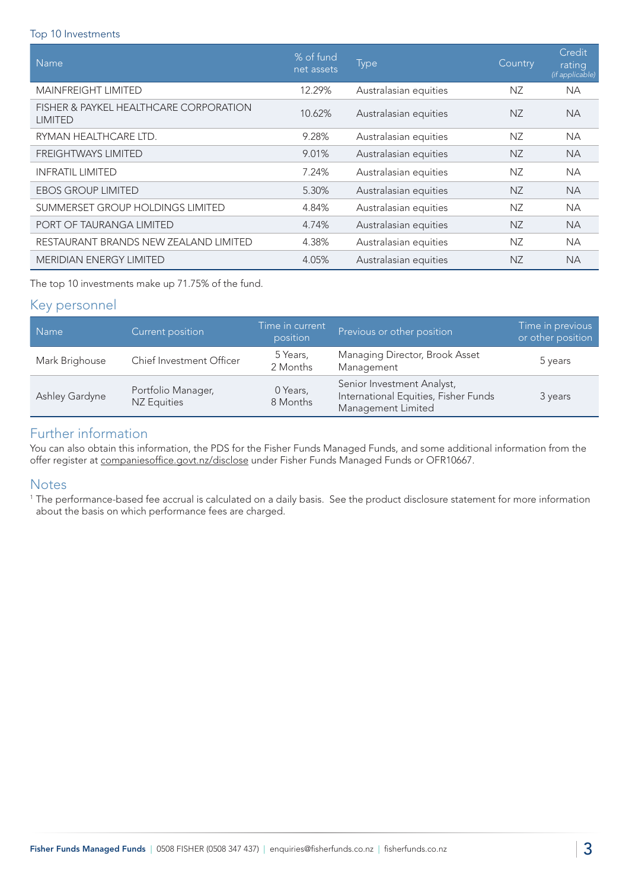### Top 10 Investments

| Name | % of fund net assets | Type | Country | Credit rating *(if applicable)* |
|---|---|---|---|---|
| MAINFREIGHT LIMITED | 12.29% | Australasian equities | NZ | NA |
| FISHER & PAYKEL HEALTHCARE CORPORATION LIMITED | 10.62% | Australasian equities | NZ | NA |
| RYMAN HEALTHCARE LTD. | 9.28% | Australasian equities | NZ | NA |
| FREIGHTWAYS LIMITED | 9.01% | Australasian equities | NZ | NA |
| INFRATIL LIMITED | 7.24% | Australasian equities | NZ | NA |
| EBOS GROUP LIMITED | 5.30% | Australasian equities | NZ | NA |
| SUMMERSET GROUP HOLDINGS LIMITED | 4.84% | Australasian equities | NZ | NA |
| PORT OF TAURANGA LIMITED | 4.74% | Australasian equities | NZ | NA |
| RESTAURANT BRANDS NEW ZEALAND LIMITED | 4.38% | Australasian equities | NZ | NA |
| MERIDIAN ENERGY LIMITED | 4.05% | Australasian equities | NZ | NA |

The top 10 investments make up 71.75% of the fund.

## Key personnel

| Name | Current position | Time in current position | Previous or other position | Time in previous or other position |
|---|---|---|---|---|
| Mark Brighouse | Chief Investment Officer | 5 Years, 2 Months | Managing Director, Brook Asset Management | 5 years |
| Ashley Gardyne | Portfolio Manager, NZ Equities | 0 Years, 8 Months | Senior Investment Analyst, International Equities, Fisher Funds Management Limited | 3 years |

## Further information

You can also obtain this information, the PDS for the Fisher Funds Managed Funds, and some additional information from the offer register at companiesoffice.govt.nz/disclose under Fisher Funds Managed Funds or OFR10667.

## Notes

[1] The performance-based fee accrual is calculated on a daily basis. See the product disclosure statement for more information about the basis on which performance fees are charged.